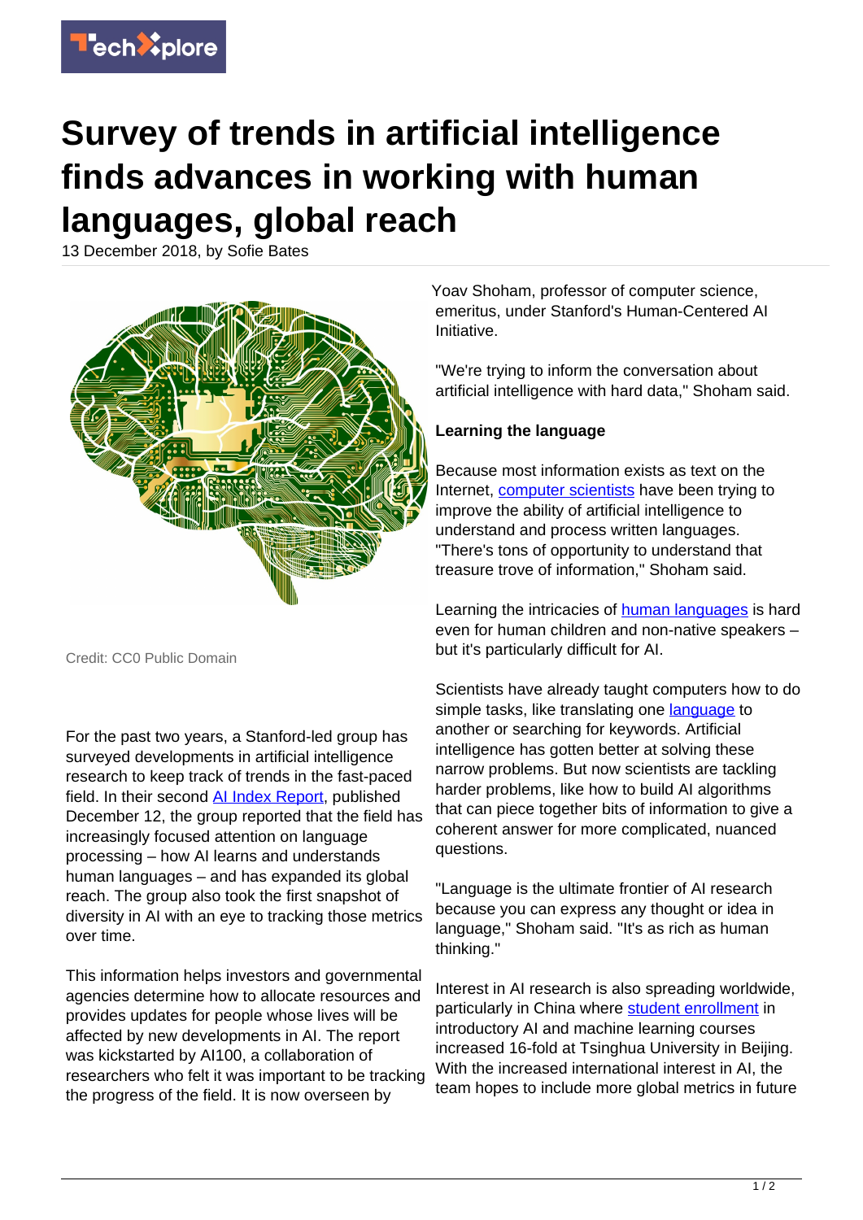# Survey of trends in artificial intelligence finds advances in working with human languages, global reach

13 December 2018, by Sofie Bates

Credit: CC0 Public Domain

For the past two years, a Stanford-led group has surveyed developments in artificial intelligence research to keep track of trends in the fast-paced field. In their second AI Index Report, published December 12, the group reported that the field has increasingly focused attention on language processing – how AI learns and understands human languages – and has expanded its global reach. The group also took the first snapshot of diversity in AI with an eye to tracking those metrics over time.

This information helps investors and governmental agencies determine how to allocate resources and provides updates for people whose lives will be affected by new developments in AI. The report was kickstarted by AI100, a collaboration of researchers who felt it was important to be tracking the progress of the field. It is now overseen by Yoav Shoham, professor of computer science, emeritus, under Stanford's Human-Centered AI Initiative.

"We're trying to inform the conversation about artificial intelligence with hard data," Shoham said.

**Learning the language**

Because most information exists as text on the Internet, computer scientists have been trying to improve the ability of artificial intelligence to understand and process written languages. "There's tons of opportunity to understand that treasure trove of information," Shoham said.

Learning the intricacies of human languages is hard even for human children and non-native speakers – but it's particularly difficult for AI.

Scientists have already taught computers how to do simple tasks, like translating one language to another or searching for keywords. Artificial intelligence has gotten better at solving these narrow problems. But now scientists are tackling harder problems, like how to build AI algorithms that can piece together bits of information to give a coherent answer for more complicated, nuanced questions.

"Language is the ultimate frontier of AI research because you can express any thought or idea in language," Shoham said. "It's as rich as human thinking."

Interest in AI research is also spreading worldwide, particularly in China where student enrollment in introductory AI and machine learning courses increased 16-fold at Tsinghua University in Beijing. With the increased international interest in AI, the team hopes to include more global metrics in future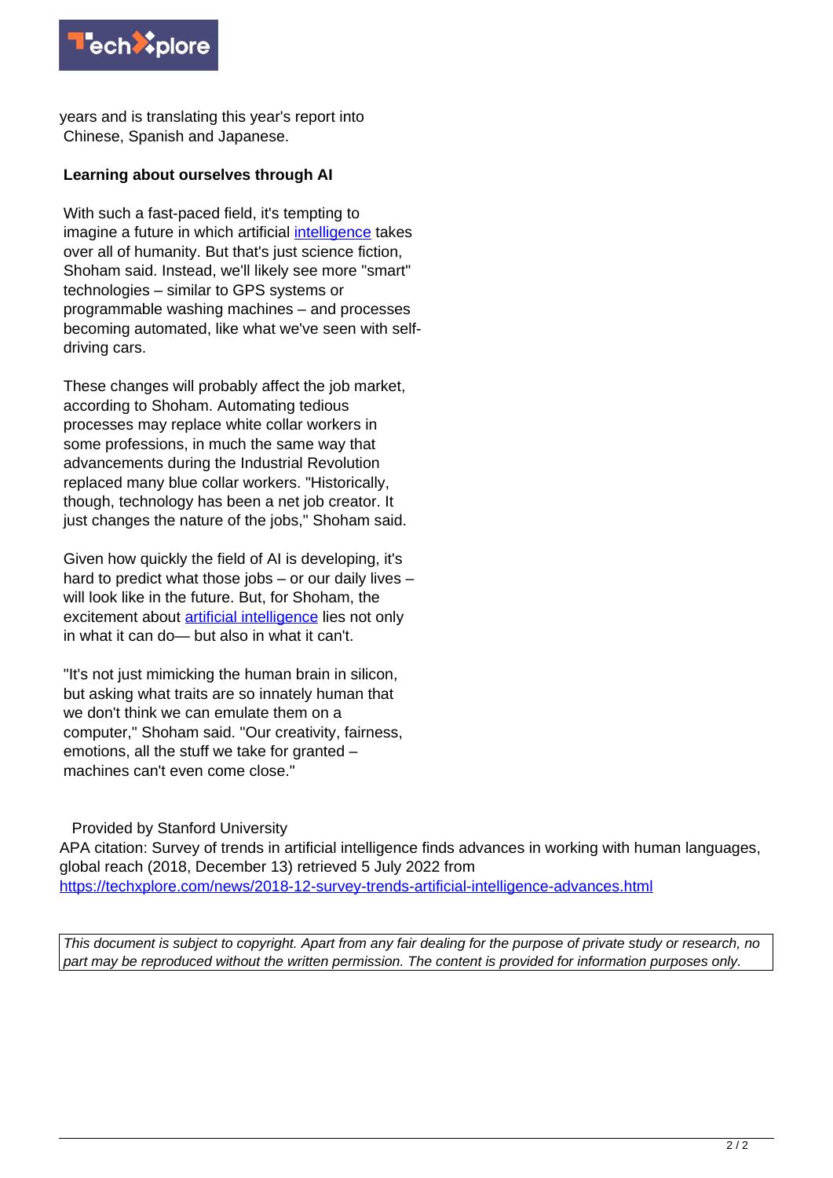years and is translating this year's report into Chinese, Spanish and Japanese.

**Learning about ourselves through AI**

With such a fast-paced field, it's tempting to imagine a future in which artificial intelligence takes over all of humanity. But that's just science fiction, Shoham said. Instead, we'll likely see more "smart" technologies – similar to GPS systems or programmable washing machines – and processes becoming automated, like what we've seen with self-driving cars.

These changes will probably affect the job market, according to Shoham. Automating tedious processes may replace white collar workers in some professions, in much the same way that advancements during the Industrial Revolution replaced many blue collar workers. "Historically, though, technology has been a net job creator. It just changes the nature of the jobs," Shoham said.

Given how quickly the field of AI is developing, it's hard to predict what those jobs – or our daily lives – will look like in the future. But, for Shoham, the excitement about artificial intelligence lies not only in what it can do— but also in what it can't.

"It's not just mimicking the human brain in silicon, but asking what traits are so innately human that we don't think we can emulate them on a computer," Shoham said. "Our creativity, fairness, emotions, all the stuff we take for granted – machines can't even come close."

Provided by Stanford University

APA citation: Survey of trends in artificial intelligence finds advances in working with human languages, global reach (2018, December 13) retrieved 5 July 2022 from https://techxplore.com/news/2018-12-survey-trends-artificial-intelligence-advances.html

*This document is subject to copyright. Apart from any fair dealing for the purpose of private study or research, no part may be reproduced without the written permission. The content is provided for information purposes only.*